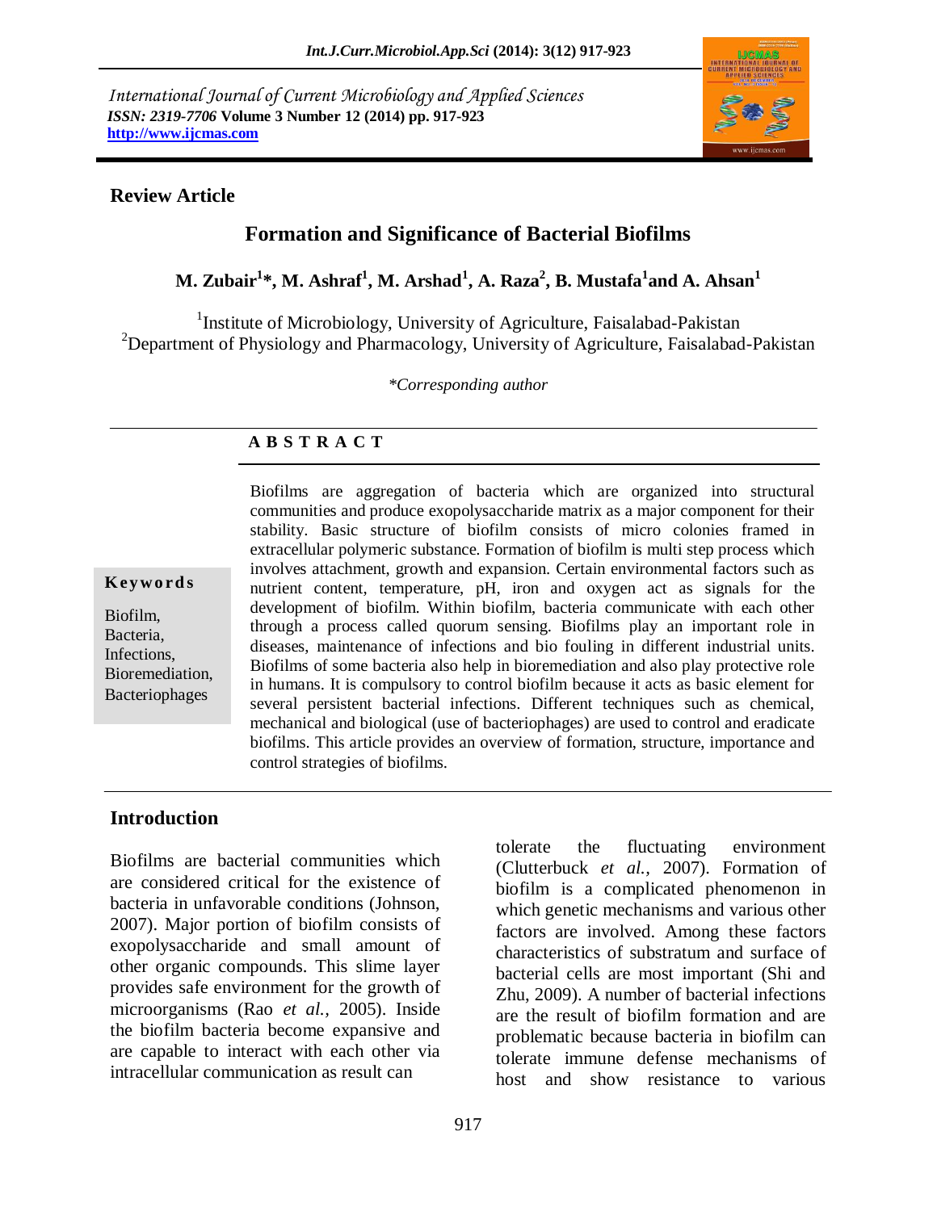International Journal of Current Microbiology and Applied Sciences
*ISSN: 2319-7706* **Volume 3 Number 12 (2014) pp. 917-923**
**http://www.ijcmas.com**

**Review Article**

# Formation and Significance of Bacterial Biofilms

**M. Zubair[1]\*, M. Ashraf[1], M. Arshad[1], A. Raza[2], B. Mustafa[1] and A. Ahsan[1]**

[1]Institute of Microbiology, University of Agriculture, Faisalabad-Pakistan
[2]Department of Physiology and Pharmacology, University of Agriculture, Faisalabad-Pakistan

*\*Corresponding author*

## ABSTRACT

**Keywords**

Biofilm, Bacteria, Infections, Bioremediation, Bacteriophages

Biofilms are aggregation of bacteria which are organized into structural communities and produce exopolysaccharide matrix as a major component for their stability. Basic structure of biofilm consists of micro colonies framed in extracellular polymeric substance. Formation of biofilm is multi step process which involves attachment, growth and expansion. Certain environmental factors such as nutrient content, temperature, pH, iron and oxygen act as signals for the development of biofilm. Within biofilm, bacteria communicate with each other through a process called quorum sensing. Biofilms play an important role in diseases, maintenance of infections and bio fouling in different industrial units. Biofilms of some bacteria also help in bioremediation and also play protective role in humans. It is compulsory to control biofilm because it acts as basic element for several persistent bacterial infections. Different techniques such as chemical, mechanical and biological (use of bacteriophages) are used to control and eradicate biofilms. This article provides an overview of formation, structure, importance and control strategies of biofilms.

## Introduction

Biofilms are bacterial communities which are considered critical for the existence of bacteria in unfavorable conditions (Johnson, 2007). Major portion of biofilm consists of exopolysaccharide and small amount of other organic compounds. This slime layer provides safe environment for the growth of microorganisms (Rao *et al.,* 2005). Inside the biofilm bacteria become expansive and are capable to interact with each other via intracellular communication as result can tolerate the fluctuating environment (Clutterbuck *et al.,* 2007). Formation of biofilm is a complicated phenomenon in which genetic mechanisms and various other factors are involved. Among these factors characteristics of substratum and surface of bacterial cells are most important (Shi and Zhu, 2009). A number of bacterial infections are the result of biofilm formation and are problematic because bacteria in biofilm can tolerate immune defense mechanisms of host and show resistance to various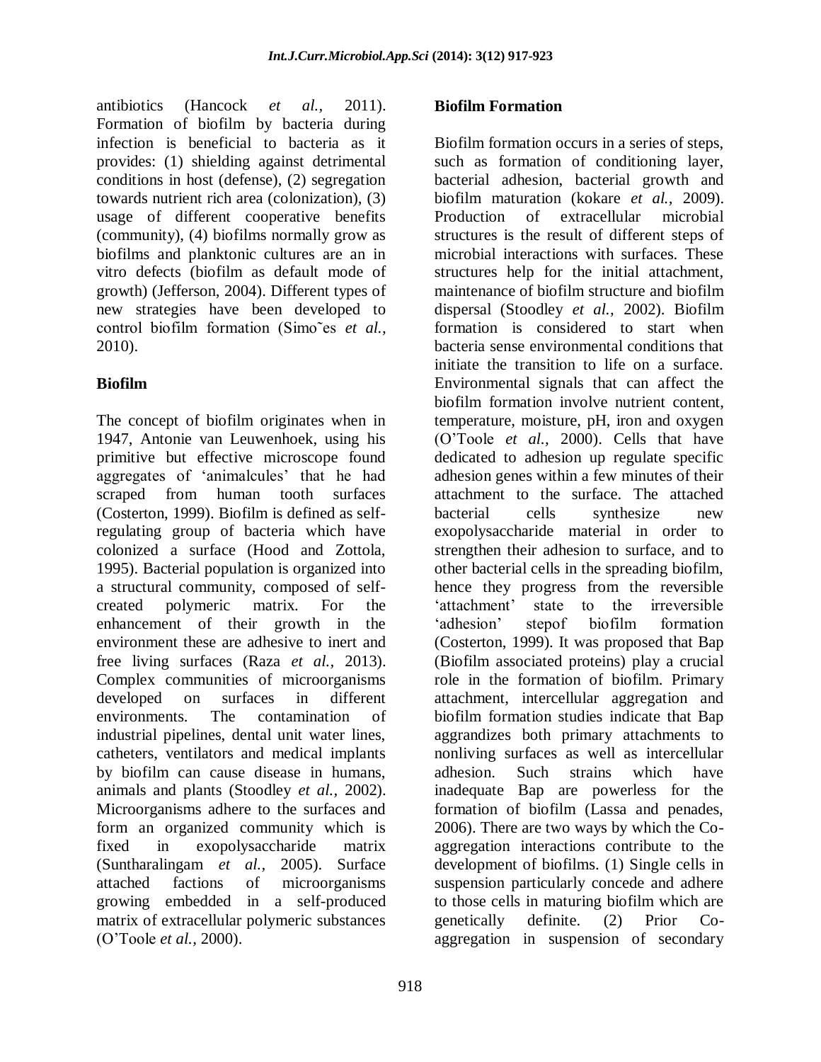antibiotics (Hancock *et al.,* 2011). Formation of biofilm by bacteria during infection is beneficial to bacteria as it provides: (1) shielding against detrimental conditions in host (defense), (2) segregation towards nutrient rich area (colonization), (3) usage of different cooperative benefits (community), (4) biofilms normally grow as biofilms and planktonic cultures are an in vitro defects (biofilm as default mode of growth) (Jefferson, 2004). Different types of new strategies have been developed to control biofilm formation (Simo˜es *et al.,* 2010).

## Biofilm

The concept of biofilm originates when in 1947, Antonie van Leuwenhoek, using his primitive but effective microscope found aggregates of 'animalcules' that he had scraped from human tooth surfaces (Costerton, 1999). Biofilm is defined as self-regulating group of bacteria which have colonized a surface (Hood and Zottola, 1995). Bacterial population is organized into a structural community, composed of self-created polymeric matrix. For the enhancement of their growth in the environment these are adhesive to inert and free living surfaces (Raza *et al.,* 2013). Complex communities of microorganisms developed on surfaces in different environments. The contamination of industrial pipelines, dental unit water lines, catheters, ventilators and medical implants by biofilm can cause disease in humans, animals and plants (Stoodley *et al.,* 2002). Microorganisms adhere to the surfaces and form an organized community which is fixed in exopolysaccharide matrix (Suntharalingam *et al.,* 2005). Surface attached factions of microorganisms growing embedded in a self-produced matrix of extracellular polymeric substances (O'Toole *et al.,* 2000).

## Biofilm Formation

Biofilm formation occurs in a series of steps, such as formation of conditioning layer, bacterial adhesion, bacterial growth and biofilm maturation (kokare *et al.,* 2009). Production of extracellular microbial structures is the result of different steps of microbial interactions with surfaces. These structures help for the initial attachment, maintenance of biofilm structure and biofilm dispersal (Stoodley *et al.,* 2002). Biofilm formation is considered to start when bacteria sense environmental conditions that initiate the transition to life on a surface. Environmental signals that can affect the biofilm formation involve nutrient content, temperature, moisture, pH, iron and oxygen (O'Toole *et al.,* 2000). Cells that have dedicated to adhesion up regulate specific adhesion genes within a few minutes of their attachment to the surface. The attached bacterial cells synthesize new exopolysaccharide material in order to strengthen their adhesion to surface, and to other bacterial cells in the spreading biofilm, hence they progress from the reversible 'attachment' state to the irreversible 'adhesion' stepof biofilm formation (Costerton, 1999). It was proposed that Bap (Biofilm associated proteins) play a crucial role in the formation of biofilm. Primary attachment, intercellular aggregation and biofilm formation studies indicate that Bap aggrandizes both primary attachments to nonliving surfaces as well as intercellular adhesion. Such strains which have inadequate Bap are powerless for the formation of biofilm (Lassa and penades, 2006). There are two ways by which the Co-aggregation interactions contribute to the development of biofilms. (1) Single cells in suspension particularly concede and adhere to those cells in maturing biofilm which are genetically definite. (2) Prior Co-aggregation in suspension of secondary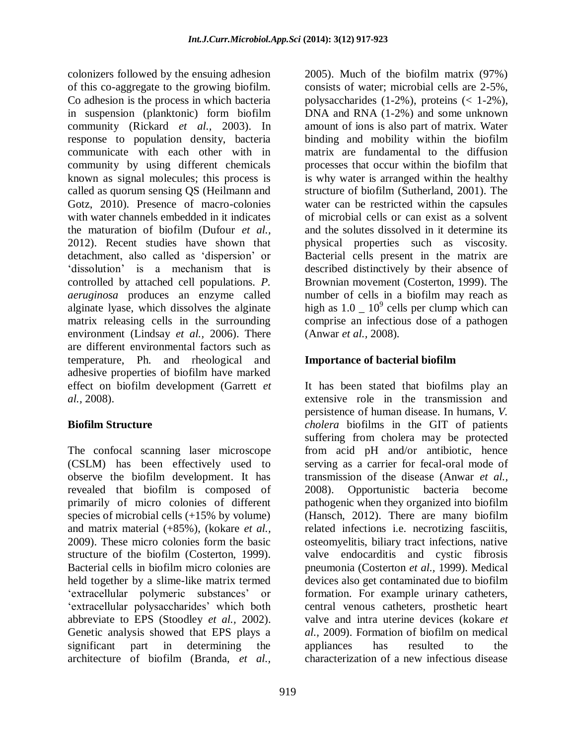colonizers followed by the ensuing adhesion of this co-aggregate to the growing biofilm. Co adhesion is the process in which bacteria in suspension (planktonic) form biofilm community (Rickard *et al.,* 2003). In response to population density, bacteria communicate with each other with in community by using different chemicals known as signal molecules; this process is called as quorum sensing QS (Heilmann and Gotz, 2010). Presence of macro-colonies with water channels embedded in it indicates the maturation of biofilm (Dufour *et al.,* 2012). Recent studies have shown that detachment, also called as 'dispersion' or 'dissolution' is a mechanism that is controlled by attached cell populations. *P. aeruginosa* produces an enzyme called alginate lyase, which dissolves the alginate matrix releasing cells in the surrounding environment (Lindsay *et al.,* 2006). There are different environmental factors such as temperature, Ph. and rheological and adhesive properties of biofilm have marked effect on biofilm development (Garrett *et al.,* 2008).

## Biofilm Structure

The confocal scanning laser microscope (CSLM) has been effectively used to observe the biofilm development. It has revealed that biofilm is composed of primarily of micro colonies of different species of microbial cells (+15% by volume) and matrix material (+85%), (kokare *et al.,* 2009). These micro colonies form the basic structure of the biofilm (Costerton, 1999). Bacterial cells in biofilm micro colonies are held together by a slime-like matrix termed 'extracellular polymeric substances' or 'extracellular polysaccharides' which both abbreviate to EPS (Stoodley *et al.,* 2002). Genetic analysis showed that EPS plays a significant part in determining the architecture of biofilm (Branda, *et al.,* 2005). Much of the biofilm matrix (97%) consists of water; microbial cells are 2-5%, polysaccharides (1-2%), proteins (< 1-2%), DNA and RNA (1-2%) and some unknown amount of ions is also part of matrix. Water binding and mobility within the biofilm matrix are fundamental to the diffusion processes that occur within the biofilm that is why water is arranged within the healthy structure of biofilm (Sutherland, 2001). The water can be restricted within the capsules of microbial cells or can exist as a solvent and the solutes dissolved in it determine its physical properties such as viscosity. Bacterial cells present in the matrix are described distinctively by their absence of Brownian movement (Costerton, 1999). The number of cells in a biofilm may reach as high as $1.0 \_ 10^9$ cells per clump which can comprise an infectious dose of a pathogen (Anwar *et al.,* 2008).

## Importance of bacterial biofilm

It has been stated that biofilms play an extensive role in the transmission and persistence of human disease. In humans, *V. cholera* biofilms in the GIT of patients suffering from cholera may be protected from acid pH and/or antibiotic, hence serving as a carrier for fecal-oral mode of transmission of the disease (Anwar *et al.,* 2008). Opportunistic bacteria become pathogenic when they organized into biofilm (Hansch, 2012). There are many biofilm related infections i.e. necrotizing fasciitis, osteomyelitis, biliary tract infections, native valve endocarditis and cystic fibrosis pneumonia (Costerton *et al.,* 1999). Medical devices also get contaminated due to biofilm formation. For example urinary catheters, central venous catheters, prosthetic heart valve and intra uterine devices (kokare *et al.,* 2009). Formation of biofilm on medical appliances has resulted to the characterization of a new infectious disease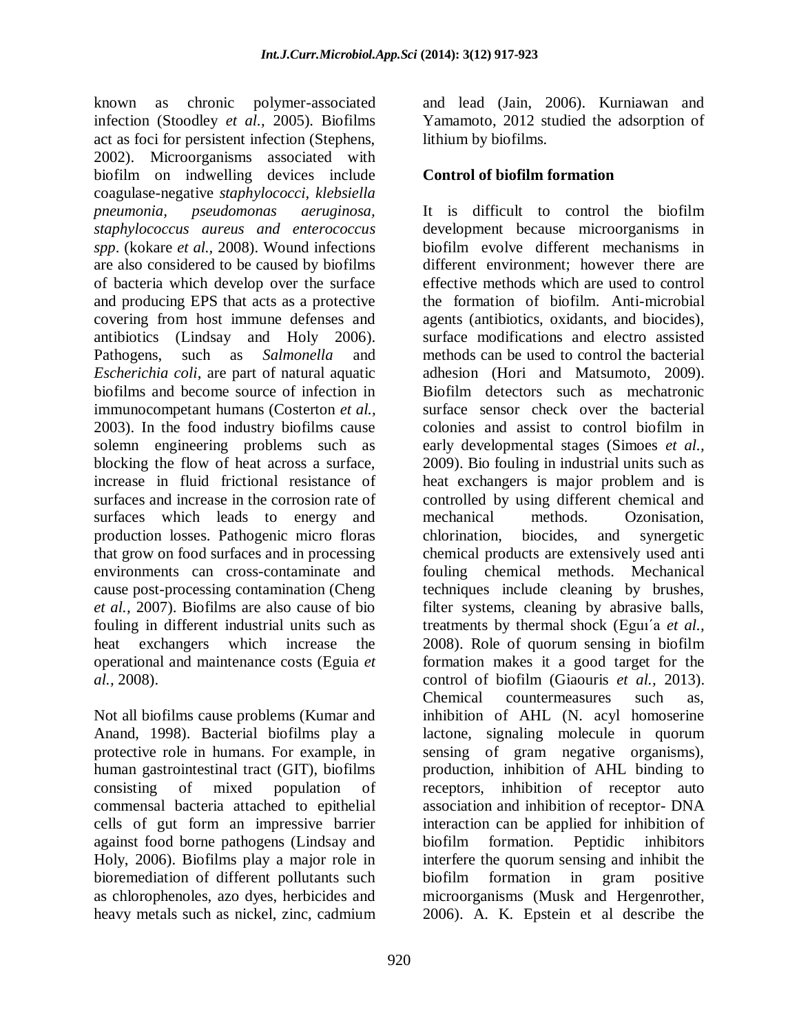known as chronic polymer-associated infection (Stoodley *et al.*, 2005). Biofilms act as foci for persistent infection (Stephens, 2002). Microorganisms associated with biofilm on indwelling devices include coagulase-negative *staphylococci, klebsiella pneumonia, pseudomonas aeruginosa, staphylococcus aureus and enterococcus spp*. (kokare *et al.*, 2008). Wound infections are also considered to be caused by biofilms of bacteria which develop over the surface and producing EPS that acts as a protective covering from host immune defenses and antibiotics (Lindsay and Holy 2006). Pathogens, such as *Salmonella* and *Escherichia coli*, are part of natural aquatic biofilms and become source of infection in immunocompetant humans (Costerton *et al.,* 2003). In the food industry biofilms cause solemn engineering problems such as blocking the flow of heat across a surface, increase in fluid frictional resistance of surfaces and increase in the corrosion rate of surfaces which leads to energy and production losses. Pathogenic micro floras that grow on food surfaces and in processing environments can cross-contaminate and cause post-processing contamination (Cheng *et al.,* 2007). Biofilms are also cause of bio fouling in different industrial units such as heat exchangers which increase the operational and maintenance costs (Eguia *et al.,* 2008).

Not all biofilms cause problems (Kumar and Anand, 1998). Bacterial biofilms play a protective role in humans. For example, in human gastrointestinal tract (GIT), biofilms consisting of mixed population of commensal bacteria attached to epithelial cells of gut form an impressive barrier against food borne pathogens (Lindsay and Holy, 2006). Biofilms play a major role in bioremediation of different pollutants such as chlorophenoles, azo dyes, herbicides and heavy metals such as nickel, zinc, cadmium and lead (Jain, 2006). Kurniawan and Yamamoto, 2012 studied the adsorption of lithium by biofilms.

## Control of biofilm formation

It is difficult to control the biofilm development because microorganisms in biofilm evolve different mechanisms in different environment; however there are effective methods which are used to control the formation of biofilm. Anti-microbial agents (antibiotics, oxidants, and biocides), surface modifications and electro assisted methods can be used to control the bacterial adhesion (Hori and Matsumoto, 2009). Biofilm detectors such as mechatronic surface sensor check over the bacterial colonies and assist to control biofilm in early developmental stages (Simoes *et al.,* 2009). Bio fouling in industrial units such as heat exchangers is major problem and is controlled by using different chemical and mechanical methods. Ozonisation, chlorination, biocides, and synergetic chemical products are extensively used anti fouling chemical methods. Mechanical techniques include cleaning by brushes, filter systems, cleaning by abrasive balls, treatments by thermal shock (Eguı´a *et al.,* 2008). Role of quorum sensing in biofilm formation makes it a good target for the control of biofilm (Giaouris *et al.,* 2013). Chemical countermeasures such as, inhibition of AHL (N. acyl homoserine lactone, signaling molecule in quorum sensing of gram negative organisms), production, inhibition of AHL binding to receptors, inhibition of receptor auto association and inhibition of receptor- DNA interaction can be applied for inhibition of biofilm formation. Peptidic inhibitors interfere the quorum sensing and inhibit the biofilm formation in gram positive microorganisms (Musk and Hergenrother, 2006). A. K. Epstein et al describe the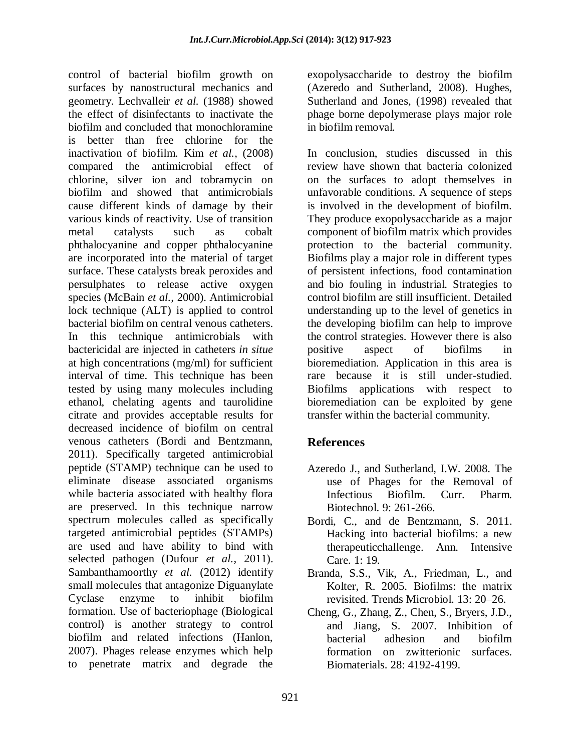control of bacterial biofilm growth on surfaces by nanostructural mechanics and geometry. Lechvalleir *et al.* (1988) showed the effect of disinfectants to inactivate the biofilm and concluded that monochloramine is better than free chlorine for the inactivation of biofilm. Kim *et al.,* (2008) compared the antimicrobial effect of chlorine, silver ion and tobramycin on biofilm and showed that antimicrobials cause different kinds of damage by their various kinds of reactivity. Use of transition metal catalysts such as cobalt phthalocyanine and copper phthalocyanine are incorporated into the material of target surface. These catalysts break peroxides and persulphates to release active oxygen species (McBain *et al.,* 2000). Antimicrobial lock technique (ALT) is applied to control bacterial biofilm on central venous catheters. In this technique antimicrobials with bactericidal are injected in catheters *in situe* at high concentrations (mg/ml) for sufficient interval of time. This technique has been tested by using many molecules including ethanol, chelating agents and taurolidine citrate and provides acceptable results for decreased incidence of biofilm on central venous catheters (Bordi and Bentzmann, 2011). Specifically targeted antimicrobial peptide (STAMP) technique can be used to eliminate disease associated organisms while bacteria associated with healthy flora are preserved. In this technique narrow spectrum molecules called as specifically targeted antimicrobial peptides (STAMPs) are used and have ability to bind with selected pathogen (Dufour *et al.,* 2011). Sambanthamoorthy *et al.* (2012) identify small molecules that antagonize Diguanylate Cyclase enzyme to inhibit biofilm formation. Use of bacteriophage (Biological control) is another strategy to control biofilm and related infections (Hanlon, 2007). Phages release enzymes which help to penetrate matrix and degrade the exopolysaccharide to destroy the biofilm (Azeredo and Sutherland, 2008). Hughes, Sutherland and Jones, (1998) revealed that phage borne depolymerase plays major role in biofilm removal.

In conclusion, studies discussed in this review have shown that bacteria colonized on the surfaces to adopt themselves in unfavorable conditions. A sequence of steps is involved in the development of biofilm. They produce exopolysaccharide as a major component of biofilm matrix which provides protection to the bacterial community. Biofilms play a major role in different types of persistent infections, food contamination and bio fouling in industrial. Strategies to control biofilm are still insufficient. Detailed understanding up to the level of genetics in the developing biofilm can help to improve the control strategies. However there is also positive aspect of biofilms in bioremediation. Application in this area is rare because it is still under-studied. Biofilms applications with respect to bioremediation can be exploited by gene transfer within the bacterial community.

## References

- Azeredo J., and Sutherland, I.W. 2008. The use of Phages for the Removal of Infectious Biofilm. Curr. Pharm. Biotechnol. 9: 261-266.
- Bordi, C., and de Bentzmann, S. 2011. Hacking into bacterial biofilms: a new therapeuticchallenge. Ann. Intensive Care. 1: 19.
- Branda, S.S., Vik, A., Friedman, L., and Kolter, R. 2005. Biofilms: the matrix revisited. Trends Microbiol. 13: 20–26.
- Cheng, G., Zhang, Z., Chen, S., Bryers, J.D., and Jiang, S. 2007. Inhibition of bacterial adhesion and biofilm formation on zwitterionic surfaces. Biomaterials. 28: 4192-4199.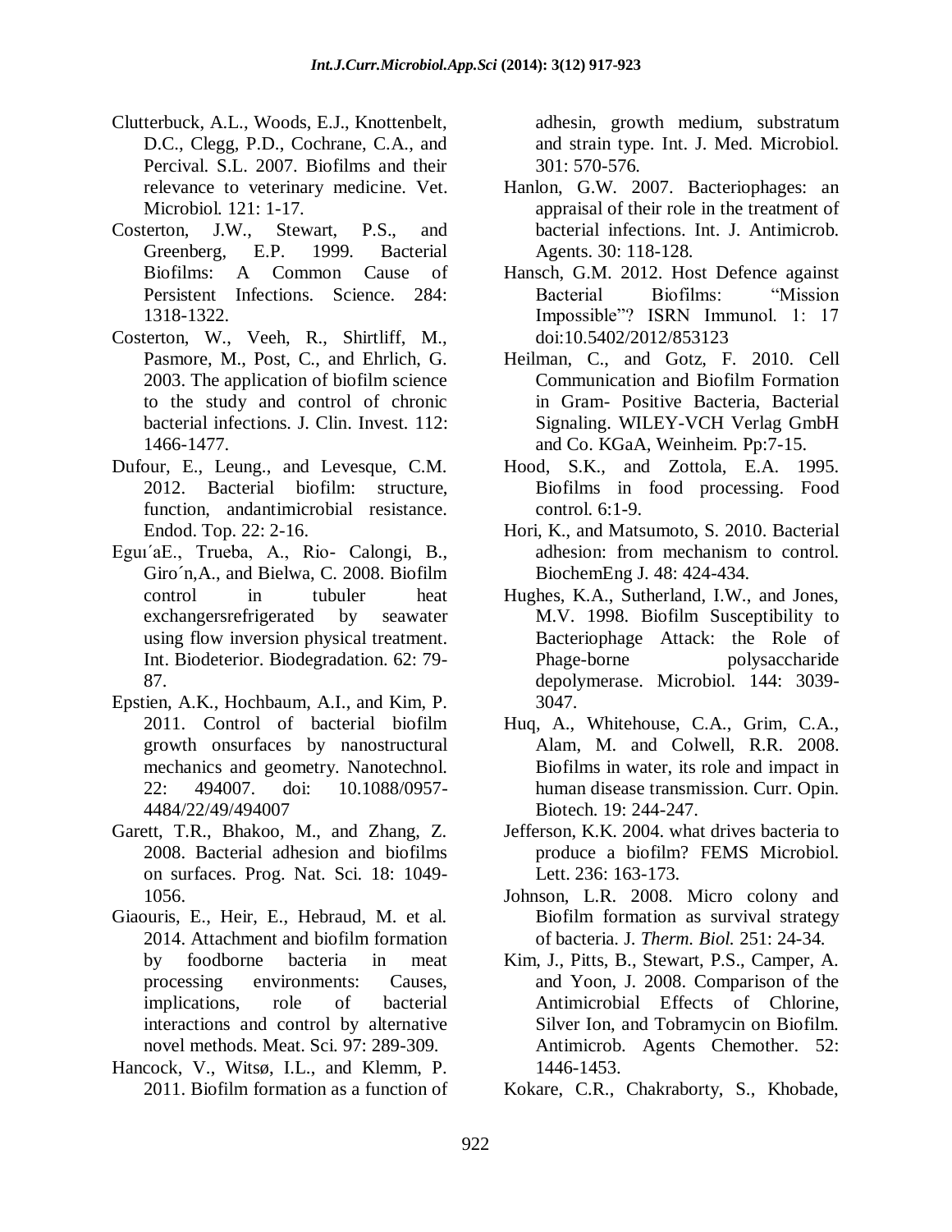Clutterbuck, A.L., Woods, E.J., Knottenbelt, D.C., Clegg, P.D., Cochrane, C.A., and Percival. S.L. 2007. Biofilms and their relevance to veterinary medicine. Vet. Microbiol. 121: 1-17.

Costerton, J.W., Stewart, P.S., and Greenberg, E.P. 1999. Bacterial Biofilms: A Common Cause of Persistent Infections. Science. 284: 1318-1322.

Costerton, W., Veeh, R., Shirtliff, M., Pasmore, M., Post, C., and Ehrlich, G. 2003. The application of biofilm science to the study and control of chronic bacterial infections. J. Clin. Invest. 112: 1466-1477.

Dufour, E., Leung., and Levesque, C.M. 2012. Bacterial biofilm: structure, function, andantimicrobial resistance. Endod. Top. 22: 2-16.

Eguı´aE., Trueba, A., Rio- Calongi, B., Giro´n,A., and Bielwa, C. 2008. Biofilm control in tubuler heat exchangersrefrigerated by seawater using flow inversion physical treatment. Int. Biodeterior. Biodegradation. 62: 79-87.

Epstien, A.K., Hochbaum, A.I., and Kim, P. 2011. Control of bacterial biofilm growth onsurfaces by nanostructural mechanics and geometry. Nanotechnol. 22: 494007. doi: 10.1088/0957-4484/22/49/494007

Garett, T.R., Bhakoo, M., and Zhang, Z. 2008. Bacterial adhesion and biofilms on surfaces. Prog. Nat. Sci. 18: 1049-1056.

Giaouris, E., Heir, E., Hebraud, M. et al. 2014. Attachment and biofilm formation by foodborne bacteria in meat processing environments: Causes, implications, role of bacterial interactions and control by alternative novel methods. Meat. Sci. 97: 289-309.

Hancock, V., Witsø, I.L., and Klemm, P. 2011. Biofilm formation as a function of adhesin, growth medium, substratum and strain type. Int. J. Med. Microbiol. 301: 570-576.

Hanlon, G.W. 2007. Bacteriophages: an appraisal of their role in the treatment of bacterial infections. Int. J. Antimicrob. Agents. 30: 118-128.

Hansch, G.M. 2012. Host Defence against Bacterial Biofilms: "Mission Impossible"? ISRN Immunol. 1: 17 doi:10.5402/2012/853123

Heilman, C., and Gotz, F. 2010. Cell Communication and Biofilm Formation in Gram- Positive Bacteria, Bacterial Signaling. WILEY-VCH Verlag GmbH and Co. KGaA, Weinheim. Pp:7-15.

Hood, S.K., and Zottola, E.A. 1995. Biofilms in food processing. Food control. 6:1-9.

Hori, K., and Matsumoto, S. 2010. Bacterial adhesion: from mechanism to control. BiochemEng J. 48: 424-434.

Hughes, K.A., Sutherland, I.W., and Jones, M.V. 1998. Biofilm Susceptibility to Bacteriophage Attack: the Role of Phage-borne polysaccharide depolymerase. Microbiol. 144: 3039-3047.

Huq, A., Whitehouse, C.A., Grim, C.A., Alam, M. and Colwell, R.R. 2008. Biofilms in water, its role and impact in human disease transmission. Curr. Opin. Biotech. 19: 244-247.

Jefferson, K.K. 2004. what drives bacteria to produce a biofilm? FEMS Microbiol. Lett. 236: 163-173.

Johnson, L.R. 2008. Micro colony and Biofilm formation as survival strategy of bacteria. J. *Therm. Biol.* 251: 24-34.

Kim, J., Pitts, B., Stewart, P.S., Camper, A. and Yoon, J. 2008. Comparison of the Antimicrobial Effects of Chlorine, Silver Ion, and Tobramycin on Biofilm. Antimicrob. Agents Chemother. 52: 1446-1453.

Kokare, C.R., Chakraborty, S., Khobade,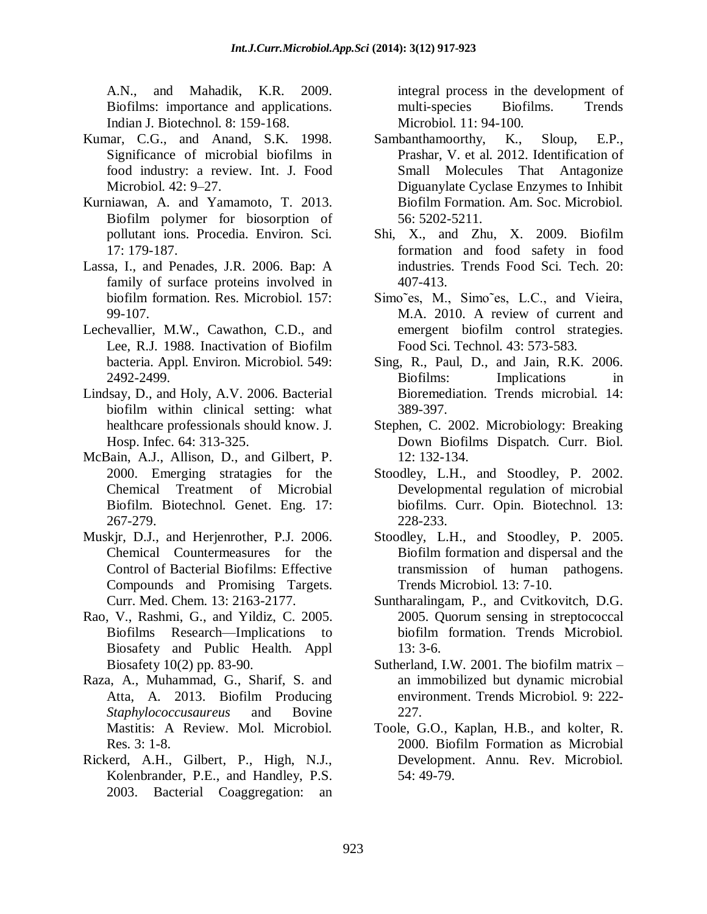A.N., and Mahadik, K.R. 2009. Biofilms: importance and applications. Indian J. Biotechnol. 8: 159-168.

Kumar, C.G., and Anand, S.K. 1998. Significance of microbial biofilms in food industry: a review. Int. J. Food Microbiol. 42: 9–27.

Kurniawan, A. and Yamamoto, T. 2013. Biofilm polymer for biosorption of pollutant ions. Procedia. Environ. Sci. 17: 179-187.

Lassa, I., and Penades, J.R. 2006. Bap: A family of surface proteins involved in biofilm formation. Res. Microbiol. 157: 99-107.

Lechevallier, M.W., Cawathon, C.D., and Lee, R.J. 1988. Inactivation of Biofilm bacteria. Appl. Environ. Microbiol. 549: 2492-2499.

Lindsay, D., and Holy, A.V. 2006. Bacterial biofilm within clinical setting: what healthcare professionals should know. J. Hosp. Infec. 64: 313-325.

McBain, A.J., Allison, D., and Gilbert, P. 2000. Emerging stratagies for the Chemical Treatment of Microbial Biofilm. Biotechnol. Genet. Eng. 17: 267-279.

Muskjr, D.J., and Herjenrother, P.J. 2006. Chemical Countermeasures for the Control of Bacterial Biofilms: Effective Compounds and Promising Targets. Curr. Med. Chem. 13: 2163-2177.

Rao, V., Rashmi, G., and Yildiz, C. 2005. Biofilms Research—Implications to Biosafety and Public Health. Appl Biosafety 10(2) pp. 83-90.

Raza, A., Muhammad, G., Sharif, S. and Atta, A. 2013. Biofilm Producing *Staphylococcusaureus* and Bovine Mastitis: A Review. Mol. Microbiol. Res. 3: 1-8.

Rickerd, A.H., Gilbert, P., High, N.J., Kolenbrander, P.E., and Handley, P.S. 2003. Bacterial Coaggregation: an integral process in the development of multi-species Biofilms. Trends Microbiol. 11: 94-100.

Sambanthamoorthy, K., Sloup, E.P., Prashar, V. et al. 2012. Identification of Small Molecules That Antagonize Diguanylate Cyclase Enzymes to Inhibit Biofilm Formation. Am. Soc. Microbiol. 56: 5202-5211.

Shi, X., and Zhu, X. 2009. Biofilm formation and food safety in food industries. Trends Food Sci. Tech. 20: 407-413.

Simo˜es, M., Simo˜es, L.C., and Vieira, M.A. 2010. A review of current and emergent biofilm control strategies. Food Sci. Technol. 43: 573-583.

Sing, R., Paul, D., and Jain, R.K. 2006. Biofilms: Implications in Bioremediation. Trends microbial. 14: 389-397.

Stephen, C. 2002. Microbiology: Breaking Down Biofilms Dispatch. Curr. Biol. 12: 132-134.

Stoodley, L.H., and Stoodley, P. 2002. Developmental regulation of microbial biofilms. Curr. Opin. Biotechnol. 13: 228-233.

Stoodley, L.H., and Stoodley, P. 2005. Biofilm formation and dispersal and the transmission of human pathogens. Trends Microbiol. 13: 7-10.

Suntharalingam, P., and Cvitkovitch, D.G. 2005. Quorum sensing in streptococcal biofilm formation. Trends Microbiol. 13: 3-6.

Sutherland, I.W. 2001. The biofilm matrix – an immobilized but dynamic microbial environment. Trends Microbiol. 9: 222-227.

Toole, G.O., Kaplan, H.B., and kolter, R. 2000. Biofilm Formation as Microbial Development. Annu. Rev. Microbiol. 54: 49-79.